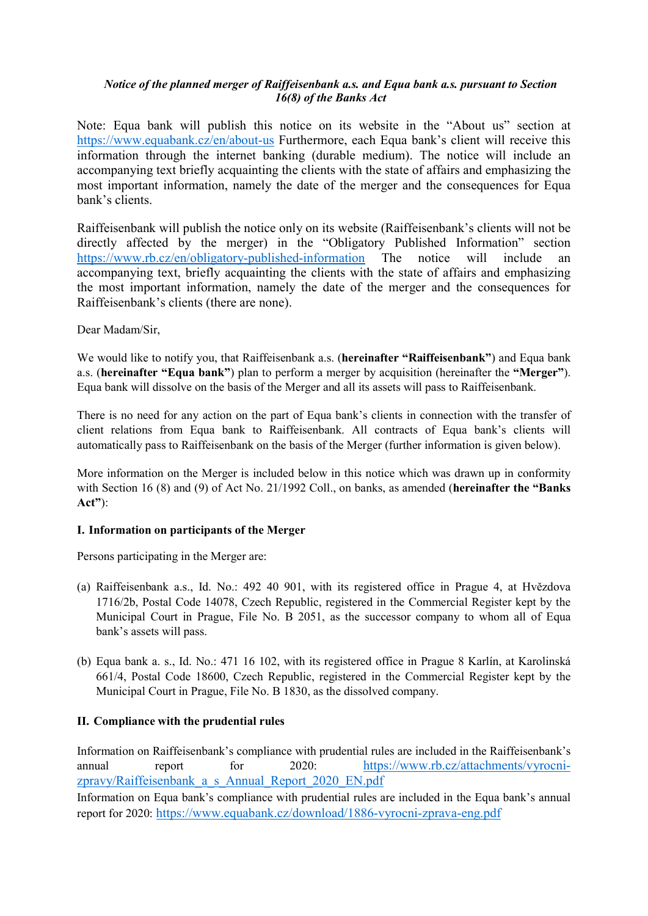***Notice of the planned merger of Raiffeisenbank a.s. and Equa bank a.s. pursuant to Section 16(8) of the Banks Act***

Note: Equa bank will publish this notice on its website in the "About us" section at https://www.equabank.cz/en/about-us Furthermore, each Equa bank's client will receive this information through the internet banking (durable medium). The notice will include an accompanying text briefly acquainting the clients with the state of affairs and emphasizing the most important information, namely the date of the merger and the consequences for Equa bank's clients.

Raiffeisenbank will publish the notice only on its website (Raiffeisenbank's clients will not be directly affected by the merger) in the "Obligatory Published Information" section https://www.rb.cz/en/obligatory-published-information The notice will include an accompanying text, briefly acquainting the clients with the state of affairs and emphasizing the most important information, namely the date of the merger and the consequences for Raiffeisenbank's clients (there are none).

Dear Madam/Sir,

We would like to notify you, that Raiffeisenbank a.s. (**hereinafter "Raiffeisenbank"**) and Equa bank a.s. (**hereinafter "Equa bank"**) plan to perform a merger by acquisition (hereinafter the **"Merger"**). Equa bank will dissolve on the basis of the Merger and all its assets will pass to Raiffeisenbank.

There is no need for any action on the part of Equa bank's clients in connection with the transfer of client relations from Equa bank to Raiffeisenbank. All contracts of Equa bank's clients will automatically pass to Raiffeisenbank on the basis of the Merger (further information is given below).

More information on the Merger is included below in this notice which was drawn up in conformity with Section 16 (8) and (9) of Act No. 21/1992 Coll., on banks, as amended (**hereinafter the "Banks Act"**):

**I. Information on participants of the Merger**

Persons participating in the Merger are:

(a) Raiffeisenbank a.s., Id. No.: 492 40 901, with its registered office in Prague 4, at Hvězdova 1716/2b, Postal Code 14078, Czech Republic, registered in the Commercial Register kept by the Municipal Court in Prague, File No. B 2051, as the successor company to whom all of Equa bank's assets will pass.

(b) Equa bank a. s., Id. No.: 471 16 102, with its registered office in Prague 8 Karlín, at Karolinská 661/4, Postal Code 18600, Czech Republic, registered in the Commercial Register kept by the Municipal Court in Prague, File No. B 1830, as the dissolved company.

**II. Compliance with the prudential rules**

Information on Raiffeisenbank's compliance with prudential rules are included in the Raiffeisenbank's annual report for 2020: https://www.rb.cz/attachments/vyrocni-zpravy/Raiffeisenbank_a_s_Annual_Report_2020_EN.pdf

Information on Equa bank's compliance with prudential rules are included in the Equa bank's annual report for 2020: https://www.equabank.cz/download/1886-vyrocni-zprava-eng.pdf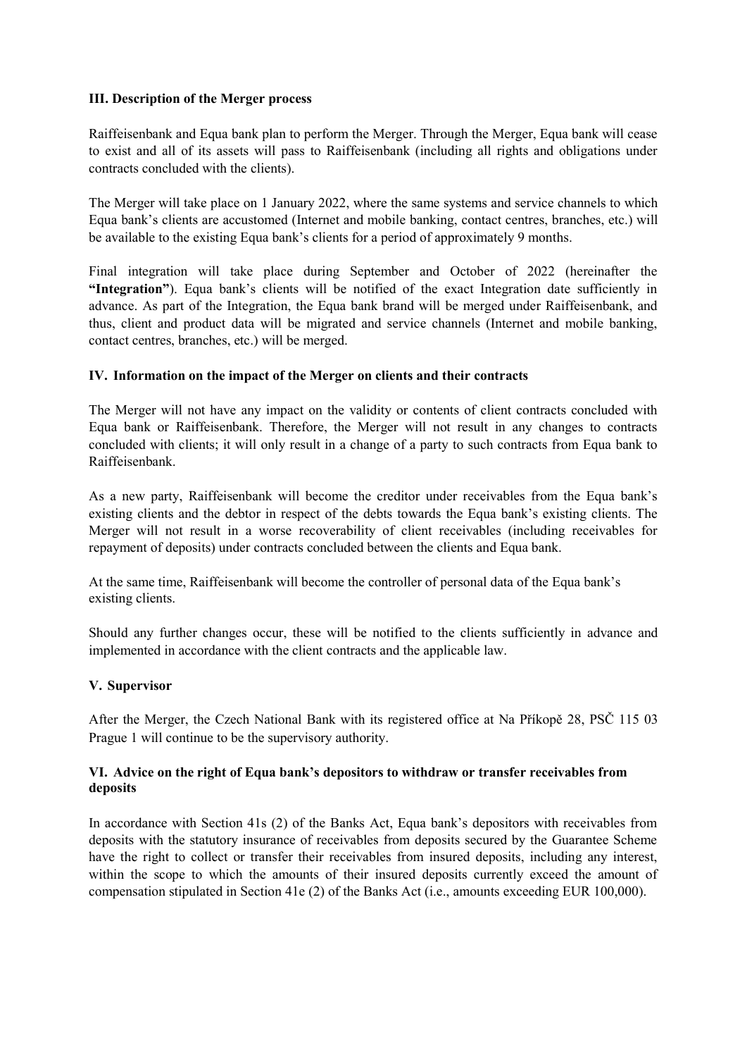## III. Description of the Merger process

Raiffeisenbank and Equa bank plan to perform the Merger. Through the Merger, Equa bank will cease to exist and all of its assets will pass to Raiffeisenbank (including all rights and obligations under contracts concluded with the clients).

The Merger will take place on 1 January 2022, where the same systems and service channels to which Equa bank's clients are accustomed (Internet and mobile banking, contact centres, branches, etc.) will be available to the existing Equa bank's clients for a period of approximately 9 months.

Final integration will take place during September and October of 2022 (hereinafter the **"Integration"**). Equa bank's clients will be notified of the exact Integration date sufficiently in advance. As part of the Integration, the Equa bank brand will be merged under Raiffeisenbank, and thus, client and product data will be migrated and service channels (Internet and mobile banking, contact centres, branches, etc.) will be merged.

## IV. Information on the impact of the Merger on clients and their contracts

The Merger will not have any impact on the validity or contents of client contracts concluded with Equa bank or Raiffeisenbank. Therefore, the Merger will not result in any changes to contracts concluded with clients; it will only result in a change of a party to such contracts from Equa bank to Raiffeisenbank.

As a new party, Raiffeisenbank will become the creditor under receivables from the Equa bank's existing clients and the debtor in respect of the debts towards the Equa bank's existing clients. The Merger will not result in a worse recoverability of client receivables (including receivables for repayment of deposits) under contracts concluded between the clients and Equa bank.

At the same time, Raiffeisenbank will become the controller of personal data of the Equa bank's existing clients.

Should any further changes occur, these will be notified to the clients sufficiently in advance and implemented in accordance with the client contracts and the applicable law.

## V. Supervisor

After the Merger, the Czech National Bank with its registered office at Na Příkopě 28, PSČ 115 03 Prague 1 will continue to be the supervisory authority.

## VI. Advice on the right of Equa bank's depositors to withdraw or transfer receivables from deposits

In accordance with Section 41s (2) of the Banks Act, Equa bank's depositors with receivables from deposits with the statutory insurance of receivables from deposits secured by the Guarantee Scheme have the right to collect or transfer their receivables from insured deposits, including any interest, within the scope to which the amounts of their insured deposits currently exceed the amount of compensation stipulated in Section 41e (2) of the Banks Act (i.e., amounts exceeding EUR 100,000).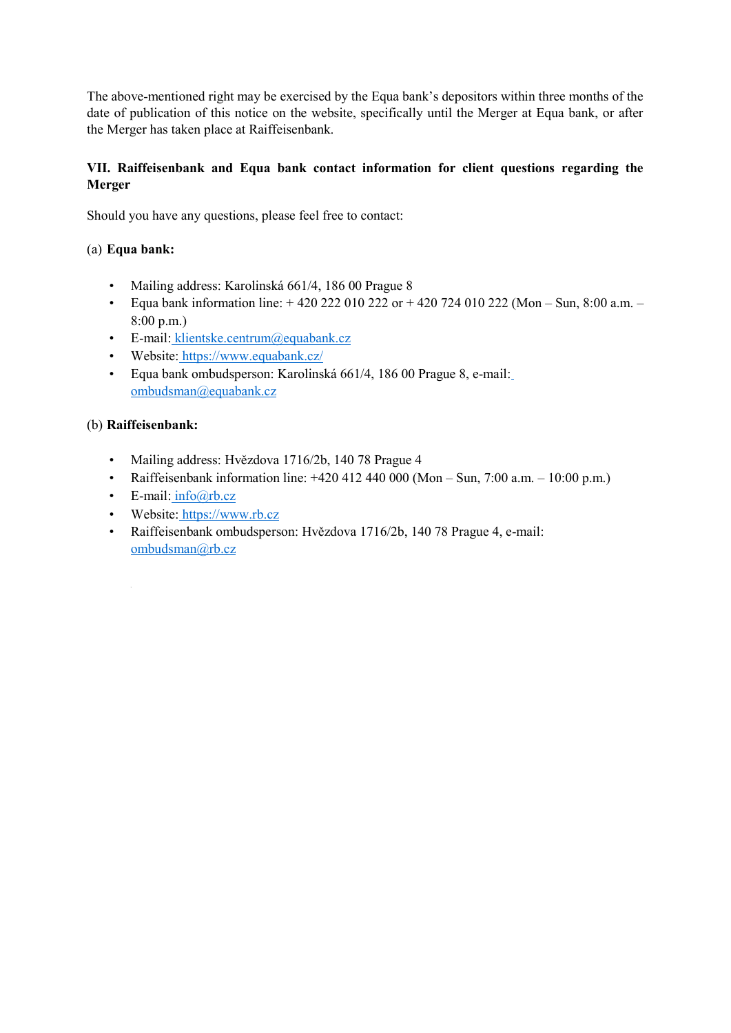The above-mentioned right may be exercised by the Equa bank's depositors within three months of the date of publication of this notice on the website, specifically until the Merger at Equa bank, or after the Merger has taken place at Raiffeisenbank.

## VII. Raiffeisenbank and Equa bank contact information for client questions regarding the Merger

Should you have any questions, please feel free to contact:

(a) **Equa bank:**

- Mailing address: Karolinská 661/4, 186 00 Prague 8
- Equa bank information line: + 420 222 010 222 or + 420 724 010 222 (Mon – Sun, 8:00 a.m. – 8:00 p.m.)
- E-mail: klientske.centrum@equabank.cz
- Website: https://www.equabank.cz/
- Equa bank ombudsperson: Karolinská 661/4, 186 00 Prague 8, e-mail: ombudsman@equabank.cz

(b) **Raiffeisenbank:**

- Mailing address: Hvězdova 1716/2b, 140 78 Prague 4
- Raiffeisenbank information line: +420 412 440 000 (Mon – Sun, 7:00 a.m. – 10:00 p.m.)
- E-mail: info@rb.cz
- Website: https://www.rb.cz
- Raiffeisenbank ombudsperson: Hvězdova 1716/2b, 140 78 Prague 4, e-mail: ombudsman@rb.cz